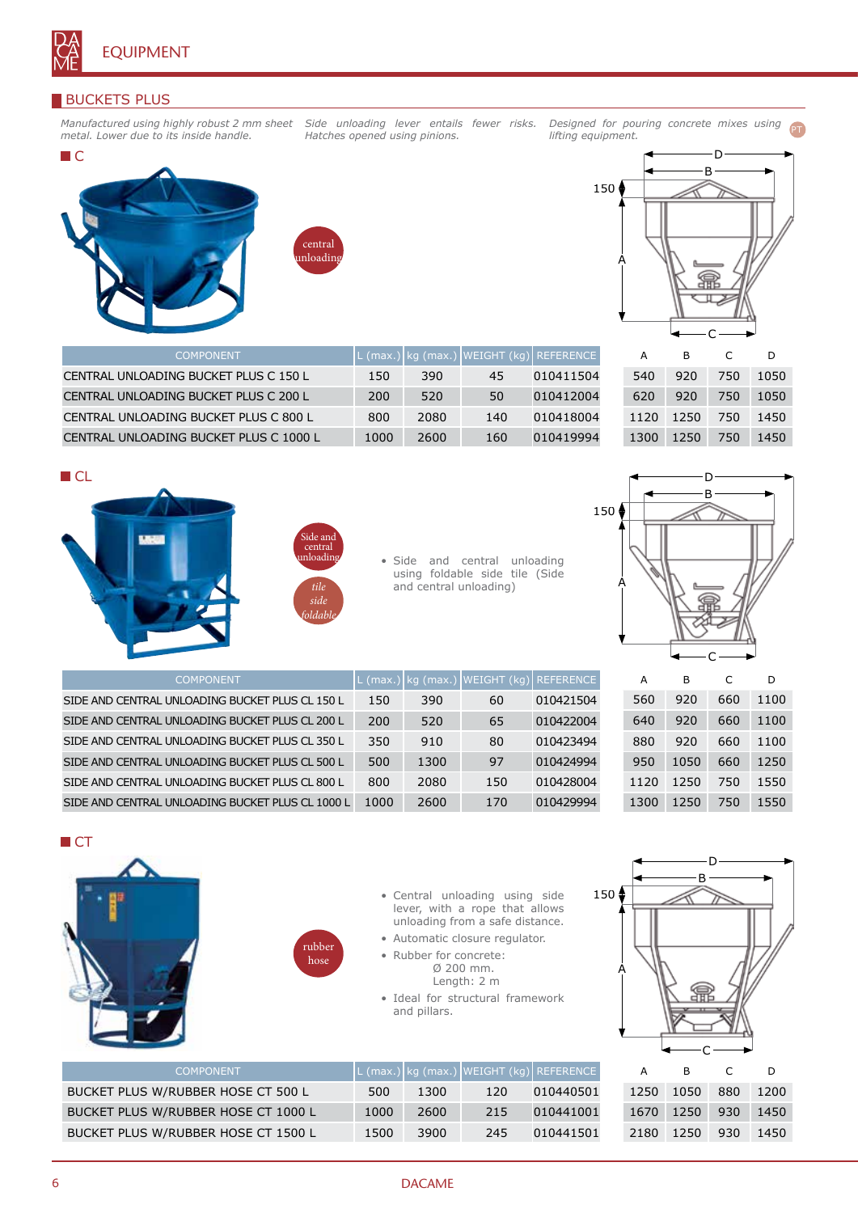# EQUIPMENT

## BUCKETS PLUS

*Manufactured using highly robust 2 mm sheet metal. Lower due to its inside handle.* *Side unloading lever entails fewer risks. Hatches opened using pinions.* *Designed for pouring concrete mixes using lifting equipment.*

### C

central unloading

| COMPONENT | L (max.) | kg (max.) | WEIGHT (kg) | REFERENCE | A | B | C | D |
|---|---|---|---|---|---|---|---|---|
| CENTRAL UNLOADING BUCKET PLUS C 150 L | 150 | 390 | 45 | 010411504 | 540 | 920 | 750 | 1050 |
| CENTRAL UNLOADING BUCKET PLUS C 200 L | 200 | 520 | 50 | 010412004 | 620 | 920 | 750 | 1050 |
| CENTRAL UNLOADING BUCKET PLUS C 800 L | 800 | 2080 | 140 | 010418004 | 1120 | 1250 | 750 | 1450 |
| CENTRAL UNLOADING BUCKET PLUS C 1000 L | 1000 | 2600 | 160 | 010419994 | 1300 | 1250 | 750 | 1450 |

### CL

Side and central unloading

tile side foldable

- Side and central unloading using foldable side tile (Side and central unloading)

| COMPONENT | L (max.) | kg (max.) | WEIGHT (kg) | REFERENCE | A | B | C | D |
|---|---|---|---|---|---|---|---|---|
| SIDE AND CENTRAL UNLOADING BUCKET PLUS CL 150 L | 150 | 390 | 60 | 010421504 | 560 | 920 | 660 | 1100 |
| SIDE AND CENTRAL UNLOADING BUCKET PLUS CL 200 L | 200 | 520 | 65 | 010422004 | 640 | 920 | 660 | 1100 |
| SIDE AND CENTRAL UNLOADING BUCKET PLUS CL 350 L | 350 | 910 | 80 | 010423494 | 880 | 920 | 660 | 1100 |
| SIDE AND CENTRAL UNLOADING BUCKET PLUS CL 500 L | 500 | 1300 | 97 | 010424994 | 950 | 1050 | 660 | 1250 |
| SIDE AND CENTRAL UNLOADING BUCKET PLUS CL 800 L | 800 | 2080 | 150 | 010428004 | 1120 | 1250 | 750 | 1550 |
| SIDE AND CENTRAL UNLOADING BUCKET PLUS CL 1000 L | 1000 | 2600 | 170 | 010429994 | 1300 | 1250 | 750 | 1550 |

### CT

rubber hose

- Central unloading using side lever, with a rope that allows unloading from a safe distance.
- Automatic closure regulator.
- Rubber for concrete: Ø 200 mm. Length: 2 m
- Ideal for structural framework and pillars.

| COMPONENT | L (max.) | kg (max.) | WEIGHT (kg) | REFERENCE | A | B | C | D |
|---|---|---|---|---|---|---|---|---|
| BUCKET PLUS W/RUBBER HOSE CT 500 L | 500 | 1300 | 120 | 010440501 | 1250 | 1050 | 880 | 1200 |
| BUCKET PLUS W/RUBBER HOSE CT 1000 L | 1000 | 2600 | 215 | 010441001 | 1670 | 1250 | 930 | 1450 |
| BUCKET PLUS W/RUBBER HOSE CT 1500 L | 1500 | 3900 | 245 | 010441501 | 2180 | 1250 | 930 | 1450 |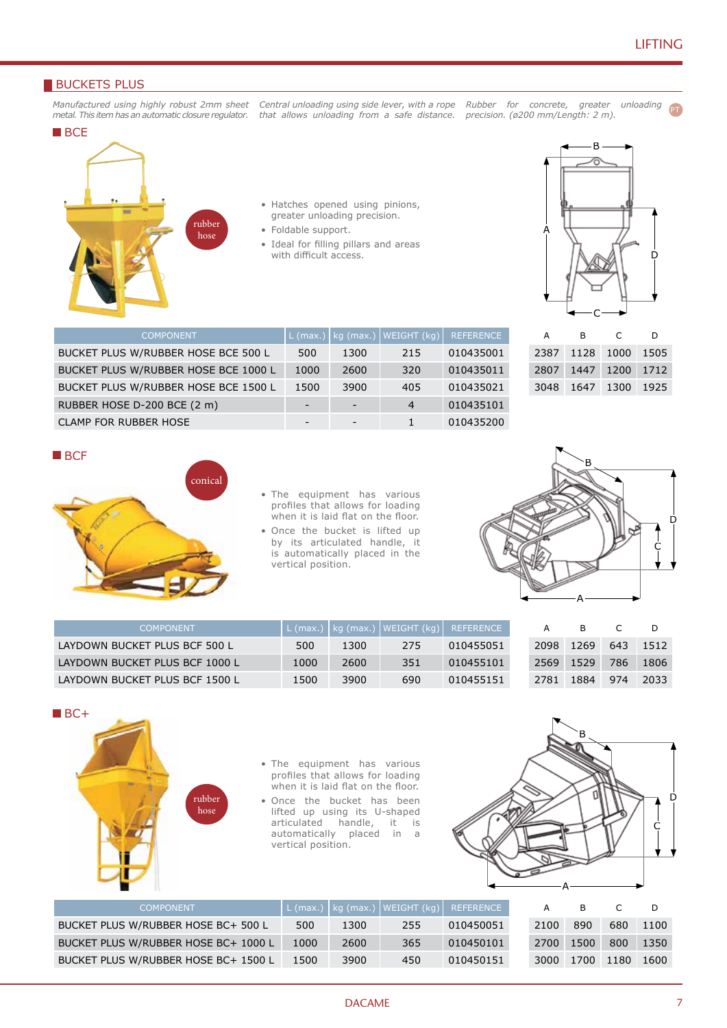## BUCKETS PLUS

*Manufactured using highly robust 2mm sheet metal. This item has an automatic closure regulator.* *Central unloading using side lever, with a rope that allows unloading from a safe distance.* *Rubber for concrete, greater unloading precision. (ø200 mm/Length: 2 m).*

### BCE

rubber hose

- Hatches opened using pinions, greater unloading precision.
- Foldable support.
- Ideal for filling pillars and areas with difficult access.

| COMPONENT | L (max.) | kg (max.) | WEIGHT (kg) | REFERENCE | A | B | C | D |
|---|---|---|---|---|---|---|---|---|
| BUCKET PLUS W/RUBBER HOSE BCE 500 L | 500 | 1300 | 215 | 010435001 | 2387 | 1128 | 1000 | 1505 |
| BUCKET PLUS W/RUBBER HOSE BCE 1000 L | 1000 | 2600 | 320 | 010435011 | 2807 | 1447 | 1200 | 1712 |
| BUCKET PLUS W/RUBBER HOSE BCE 1500 L | 1500 | 3900 | 405 | 010435021 | 3048 | 1647 | 1300 | 1925 |
| RUBBER HOSE D-200 BCE (2 m) | - | - | 4 | 010435101 | | | | |
| CLAMP FOR RUBBER HOSE | - | - | 1 | 010435200 | | | | |

### BCF

conical

- The equipment has various profiles that allows for loading when it is laid flat on the floor.
- Once the bucket is lifted up by its articulated handle, it is automatically placed in the vertical position.

| COMPONENT | L (max.) | kg (max.) | WEIGHT (kg) | REFERENCE | A | B | C | D |
|---|---|---|---|---|---|---|---|---|
| LAYDOWN BUCKET PLUS BCF 500 L | 500 | 1300 | 275 | 010455051 | 2098 | 1269 | 643 | 1512 |
| LAYDOWN BUCKET PLUS BCF 1000 L | 1000 | 2600 | 351 | 010455101 | 2569 | 1529 | 786 | 1806 |
| LAYDOWN BUCKET PLUS BCF 1500 L | 1500 | 3900 | 690 | 010455151 | 2781 | 1884 | 974 | 2033 |

### BC+

rubber hose

- The equipment has various profiles that allows for loading when it is laid flat on the floor.
- Once the bucket has been lifted up using its U-shaped articulated handle, it is automatically placed in a vertical position.

| COMPONENT | L (max.) | kg (max.) | WEIGHT (kg) | REFERENCE | A | B | C | D |
|---|---|---|---|---|---|---|---|---|
| BUCKET PLUS W/RUBBER HOSE BC+ 500 L | 500 | 1300 | 255 | 010450051 | 2100 | 890 | 680 | 1100 |
| BUCKET PLUS W/RUBBER HOSE BC+ 1000 L | 1000 | 2600 | 365 | 010450101 | 2700 | 1500 | 800 | 1350 |
| BUCKET PLUS W/RUBBER HOSE BC+ 1500 L | 1500 | 3900 | 450 | 010450151 | 3000 | 1700 | 1180 | 1600 |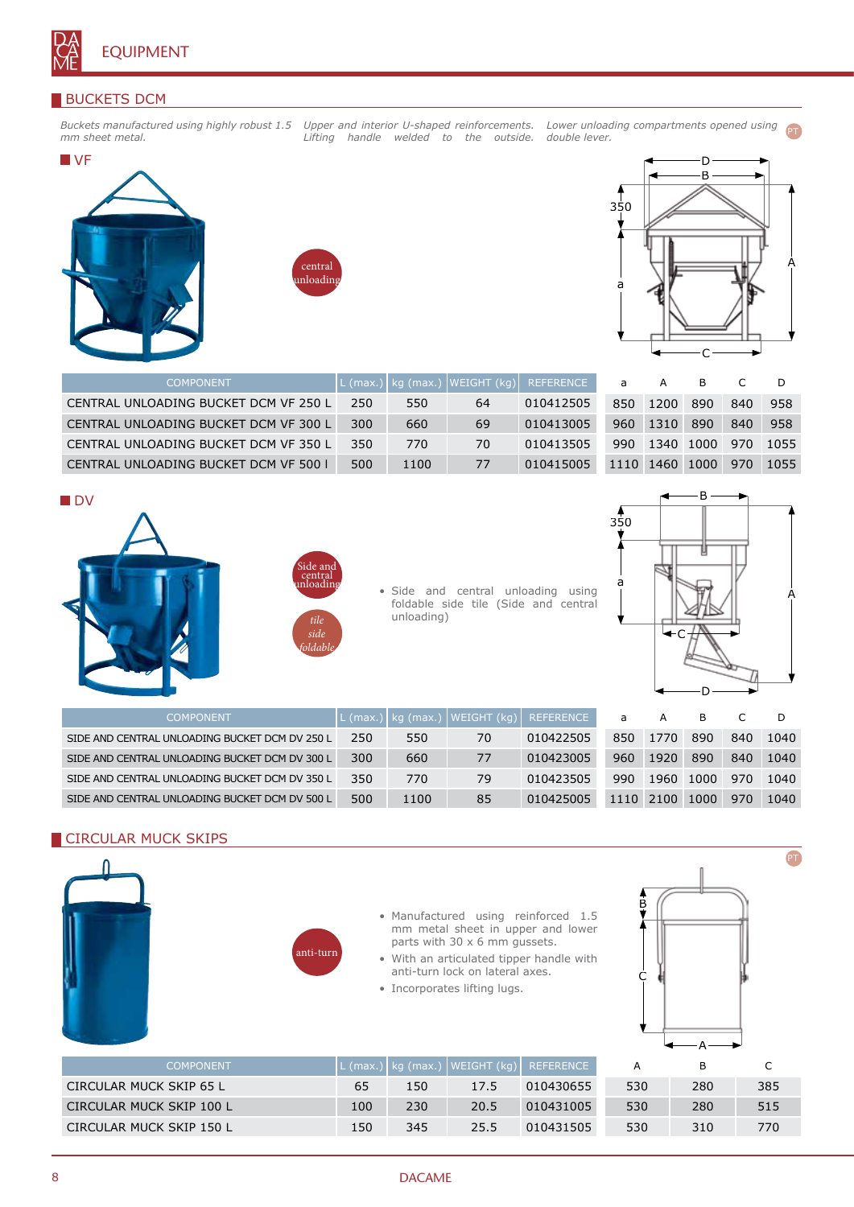## EQUIPMENT

### BUCKETS DCM

*Buckets manufactured using highly robust 1.5 mm sheet metal.* *Upper and interior U-shaped reinforcements. Lifting handle welded to the outside.* *Lower unloading compartments opened using double lever.*

PT

#### VF

central unloading

350

a

A

B

C

D

| COMPONENT | L (max.) | kg (max.) | WEIGHT (kg) | REFERENCE | a | A | B | C | D |
|---|---|---|---|---|---|---|---|---|---|
| CENTRAL UNLOADING BUCKET DCM VF 250 L | 250 | 550 | 64 | 010412505 | 850 | 1200 | 890 | 840 | 958 |
| CENTRAL UNLOADING BUCKET DCM VF 300 L | 300 | 660 | 69 | 010413005 | 960 | 1310 | 890 | 840 | 958 |
| CENTRAL UNLOADING BUCKET DCM VF 350 L | 350 | 770 | 70 | 010413505 | 990 | 1340 | 1000 | 970 | 1055 |
| CENTRAL UNLOADING BUCKET DCM VF 500 l | 500 | 1100 | 77 | 010415005 | 1110 | 1460 | 1000 | 970 | 1055 |

#### DV

Side and central unloading

tile side foldable

- Side and central unloading using foldable side tile (Side and central unloading)

350

a

A

B

C

D

| COMPONENT | L (max.) | kg (max.) | WEIGHT (kg) | REFERENCE | a | A | B | C | D |
|---|---|---|---|---|---|---|---|---|---|
| SIDE AND CENTRAL UNLOADING BUCKET DCM DV 250 L | 250 | 550 | 70 | 010422505 | 850 | 1770 | 890 | 840 | 1040 |
| SIDE AND CENTRAL UNLOADING BUCKET DCM DV 300 L | 300 | 660 | 77 | 010423005 | 960 | 1920 | 890 | 840 | 1040 |
| SIDE AND CENTRAL UNLOADING BUCKET DCM DV 350 L | 350 | 770 | 79 | 010423505 | 990 | 1960 | 1000 | 970 | 1040 |
| SIDE AND CENTRAL UNLOADING BUCKET DCM DV 500 L | 500 | 1100 | 85 | 010425005 | 1110 | 2100 | 1000 | 970 | 1040 |

### CIRCULAR MUCK SKIPS

PT

anti-turn

- Manufactured using reinforced 1.5 mm metal sheet in upper and lower parts with 30 x 6 mm gussets.
- With an articulated tipper handle with anti-turn lock on lateral axes.
- Incorporates lifting lugs.

B

C

A

| COMPONENT | L (max.) | kg (max.) | WEIGHT (kg) | REFERENCE | A | B | C |
|---|---|---|---|---|---|---|---|
| CIRCULAR MUCK SKIP 65 L | 65 | 150 | 17.5 | 010430655 | 530 | 280 | 385 |
| CIRCULAR MUCK SKIP 100 L | 100 | 230 | 20.5 | 010431005 | 530 | 280 | 515 |
| CIRCULAR MUCK SKIP 150 L | 150 | 345 | 25.5 | 010431505 | 530 | 310 | 770 |